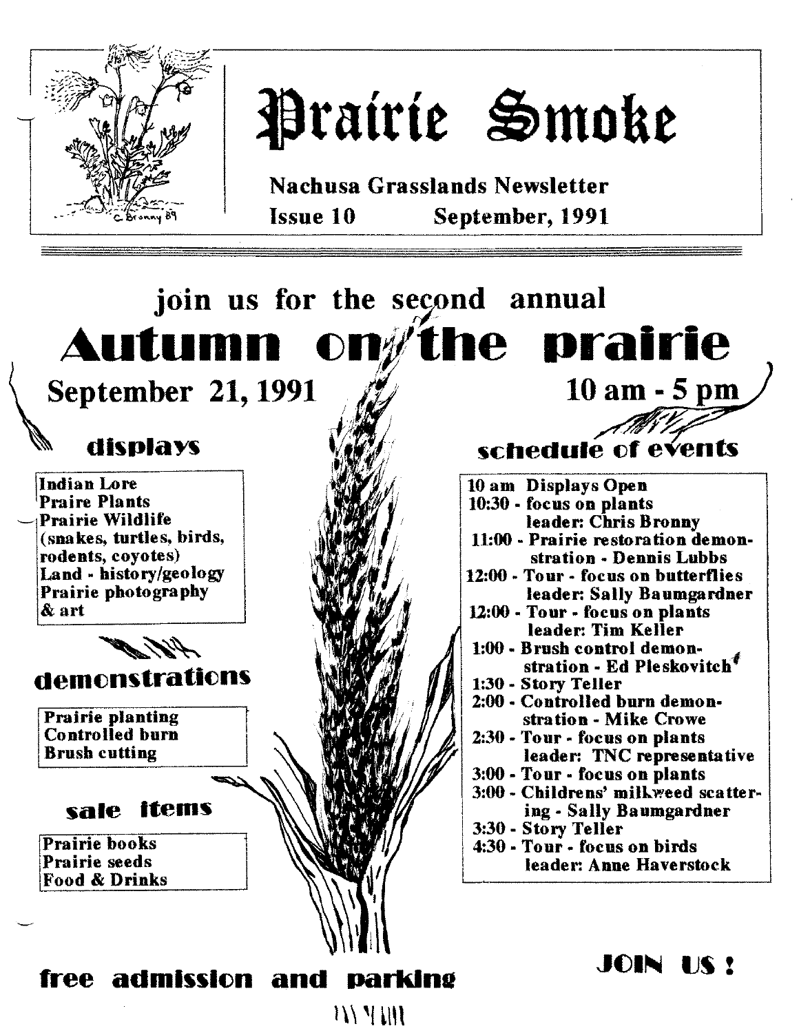# Prairie Smoke

**Nachusa Grasslands Newsletter**
**Issue 10 September, 1991**

## join us for the second annual

# Autumn on the prairie

**September 21, 1991 10 am - 5 pm**

### displays

Indian Lore
Praire Plants
Prairie Wildlife
(snakes, turtles, birds, rodents, coyotes)
Land - history/geology
Prairie photography & art

### demonstrations

Prairie planting
Controlled burn
Brush cutting

### sale items

Prairie books
Prairie seeds
Food & Drinks

### schedule of events

10 am Displays Open
10:30 - focus on plants
leader: Chris Bronny
11:00 - Prairie restoration demonstration - Dennis Lubbs
12:00 - Tour - focus on butterflies
leader: Sally Baumgardner
12:00 - Tour - focus on plants
leader: Tim Keller
1:00 - Brush control demonstration - Ed Pleskovitch
1:30 - Story Teller
2:00 - Controlled burn demonstration - Mike Crowe
2:30 - Tour - focus on plants
leader: TNC representative
3:00 - Tour - focus on plants
3:00 - Childrens' milkweed scattering - Sally Baumgardner
3:30 - Story Teller
4:30 - Tour - focus on birds
leader: Anne Haverstock

**free admission and parking**

**JOIN US!**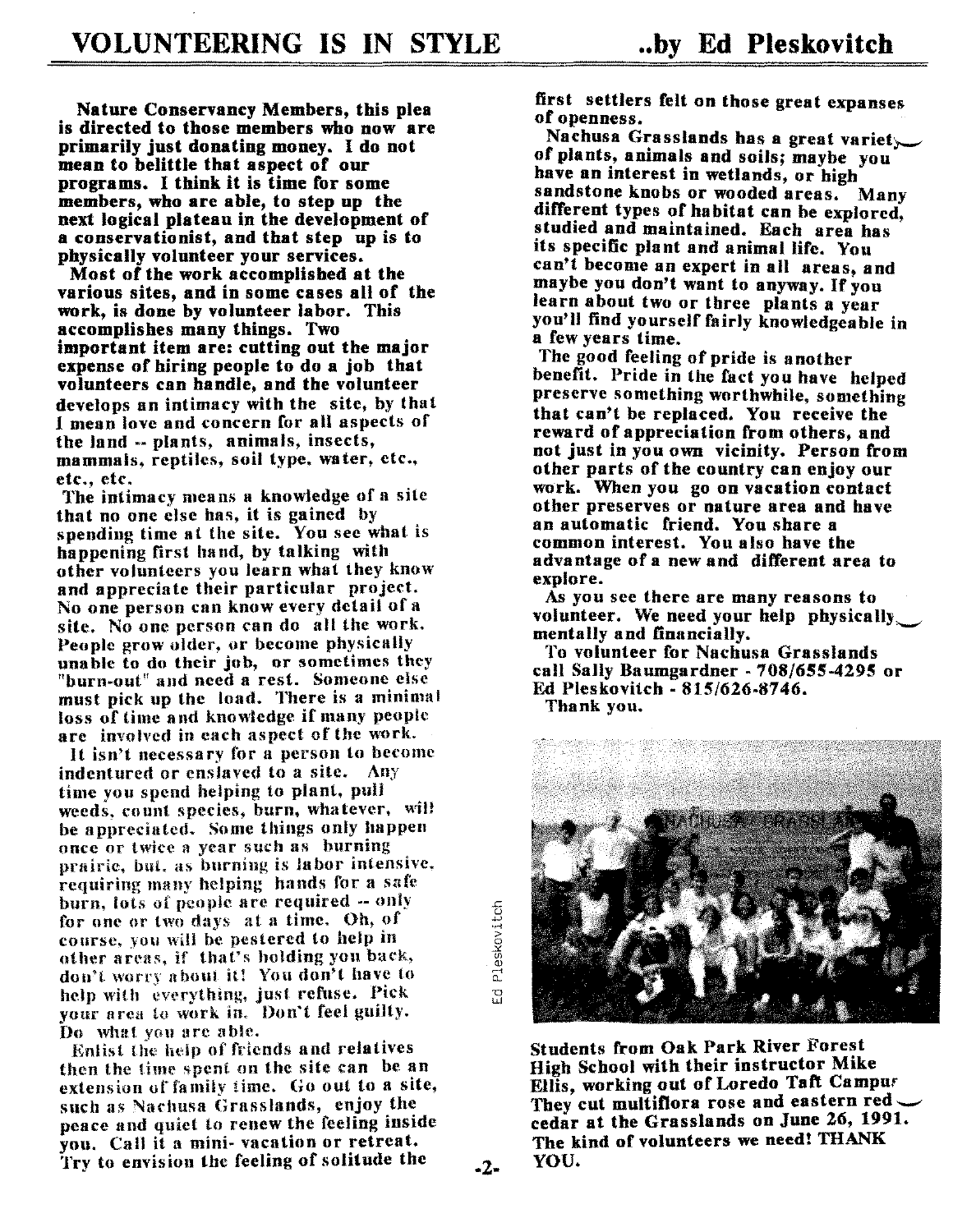# VOLUNTEERING IS IN STYLE ..by Ed Pleskovitch

**Nature Conservancy Members, this plea is directed to those members who now are primarily just donating money. I do not mean to belittle that aspect of our programs. I think it is time for some members, who are able, to step up the next logical plateau in the development of a conservationist, and that step up is to physically volunteer your services.**

Most of the work accomplished at the various sites, and in some cases all of the work, is done by volunteer labor. This accomplishes many things. Two important item are: cutting out the major expense of hiring people to do a job that volunteers can handle, and the volunteer develops an intimacy with the site, by that I mean love and concern for all aspects of the land -- plants, animals, insects, mammals, reptiles, soil type, water, etc., etc., etc.

The intimacy means a knowledge of a site that no one else has, it is gained by spending time at the site. You see what is happening first hand, by talking with other volunteers you learn what they know and appreciate their particular project. No one person can know every detail of a site. No one person can do all the work. People grow older, or become physically unable to do their job, or sometimes they "burn-out" and need a rest. Someone else must pick up the load. There is a minimal loss of time and knowledge if many people are involved in each aspect of the work.

It isn't necessary for a person to become indentured or enslaved to a site. Any time you spend helping to plant, pull weeds, count species, burn, whatever, will be appreciated. Some things only happen once or twice a year such as burning prairie, but, as burning is labor intensive, requiring many helping hands for a safe burn, lots of people are required -- only for one or two days at a time. Oh, of course, you will be pestered to help in other areas, if that's holding you back, don't worry about it! You don't have to help with everything, just refuse. Pick your area to work in. Don't feel guilty. Do what you are able.

Enlist the help of friends and relatives then the time spent on the site can be an extension of family time. Go out to a site, such as Nachusa Grasslands, enjoy the peace and quiet to renew the feeling inside you. Call it a mini- vacation or retreat. Try to envision the feeling of solitude the first settlers felt on those great expanses of openness.

Nachusa Grasslands has a great variety of plants, animals and soils; maybe you have an interest in wetlands, or high sandstone knobs or wooded areas. Many different types of habitat can be explored, studied and maintained. Each area has its specific plant and animal life. You can't become an expert in all areas, and maybe you don't want to anyway. If you learn about two or three plants a year you'll find yourself fairly knowledgeable in a few years time.

The good feeling of pride is another benefit. Pride in the fact you have helped preserve something worthwhile, something that can't be replaced. You receive the reward of appreciation from others, and not just in you own vicinity. Person from other parts of the country can enjoy our work. When you go on vacation contact other preserves or nature area and have an automatic friend. You share a common interest. You also have the advantage of a new and different area to explore.

As you see there are many reasons to volunteer. We need your help physically, mentally and financially.

To volunteer for Nachusa Grasslands call Sally Baumgardner - 708/655-4295 or Ed Pleskovitch - 815/626-8746.

Thank you.

Ed Pleskovitch

**Students from Oak Park River Forest High School with their instructor Mike Ellis, working out of Loredo Taft Campus. They cut multiflora rose and eastern red cedar at the Grasslands on June 26, 1991. The kind of volunteers we need! THANK YOU.**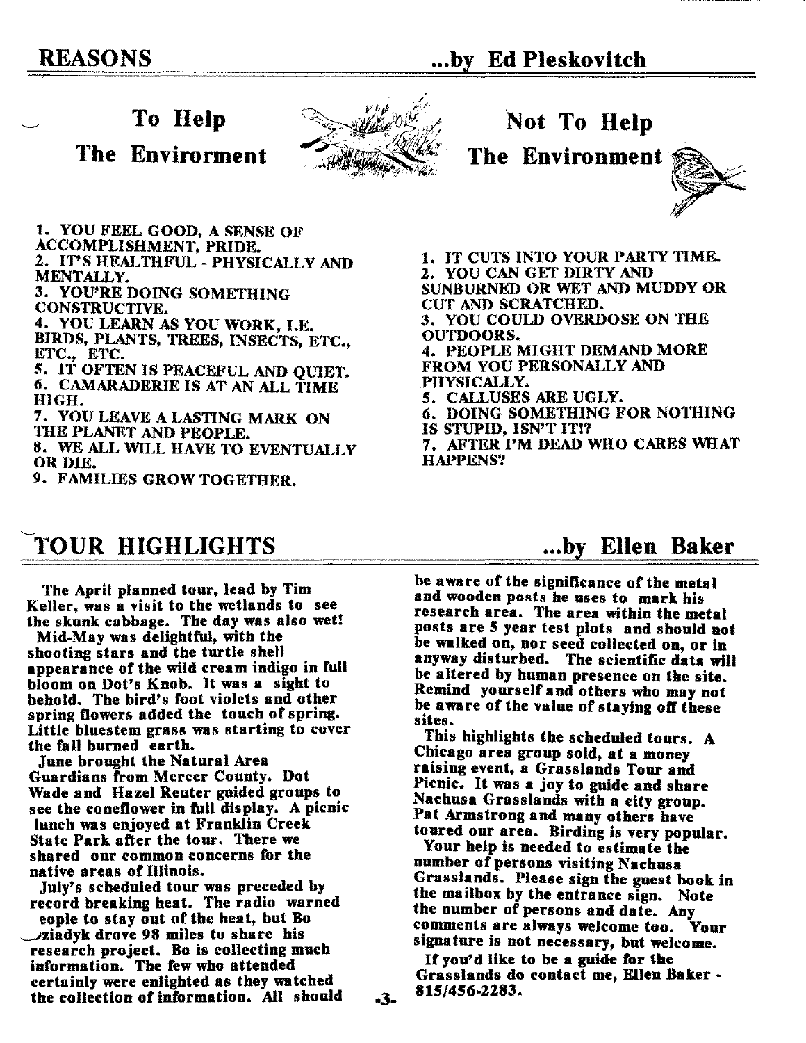## REASONS ...by Ed Pleskovitch

### To Help The Envirorment

1. YOU FEEL GOOD, A SENSE OF ACCOMPLISHMENT, PRIDE.
2. IT'S HEALTHFUL - PHYSICALLY AND MENTALLY.
3. YOU'RE DOING SOMETHING CONSTRUCTIVE.
4. YOU LEARN AS YOU WORK, I.E. BIRDS, PLANTS, TREES, INSECTS, ETC., ETC., ETC.
5. IT OFTEN IS PEACEFUL AND QUIET.
6. CAMARADERIE IS AT AN ALL TIME HIGH.
7. YOU LEAVE A LASTING MARK ON THE PLANET AND PEOPLE.
8. WE ALL WILL HAVE TO EVENTUALLY OR DIE.
9. FAMILIES GROW TOGETHER.

### Not To Help The Environment

1. IT CUTS INTO YOUR PARTY TIME.
2. YOU CAN GET DIRTY AND SUNBURNED OR WET AND MUDDY OR CUT AND SCRATCHED.
3. YOU COULD OVERDOSE ON THE OUTDOORS.
4. PEOPLE MIGHT DEMAND MORE FROM YOU PERSONALLY AND PHYSICALLY.
5. CALLUSES ARE UGLY.
6. DOING SOMETHING FOR NOTHING IS STUPID, ISN'T IT!?
7. AFTER I'M DEAD WHO CARES WHAT HAPPENS?

## TOUR HIGHLIGHTS ...by Ellen Baker

The April planned tour, lead by Tim Keller, was a visit to the wetlands to see the skunk cabbage. The day was also wet!

Mid-May was delightful, with the shooting stars and the turtle shell appearance of the wild cream indigo in full bloom on Dot's Knob. It was a sight to behold. The bird's foot violets and other spring flowers added the touch of spring. Little bluestem grass was starting to cover the fall burned earth.

June brought the Natural Area Guardians from Mercer County. Dot Wade and Hazel Reuter guided groups to see the coneflower in full display. A picnic lunch was enjoyed at Franklin Creek State Park after the tour. There we shared our common concerns for the native areas of Illinois.

July's scheduled tour was preceded by record breaking heat. The radio warned eople to stay out of the heat, but Bo ziadyk drove 98 miles to share his research project. Bo is collecting much information. The few who attended certainly were enlighted as they watched the collection of information. All should be aware of the significance of the metal and wooden posts he uses to mark his research area. The area within the metal posts are 5 year test plots and should not be walked on, nor seed collected on, or in anyway disturbed. The scientific data will be altered by human presence on the site. Remind yourself and others who may not be aware of the value of staying off these sites.

This highlights the scheduled tours. A Chicago area group sold, at a money raising event, a Grasslands Tour and Picnic. It was a joy to guide and share Nachusa Grasslands with a city group. Pat Armstrong and many others have toured our area. Birding is very popular.

Your help is needed to estimate the number of persons visiting Nachusa Grasslands. Please sign the guest book in the mailbox by the entrance sign. Note the number of persons and date. Any comments are always welcome too. Your signature is not necessary, but welcome.

If you'd like to be a guide for the Grasslands do contact me, Ellen Baker - 815/456-2283.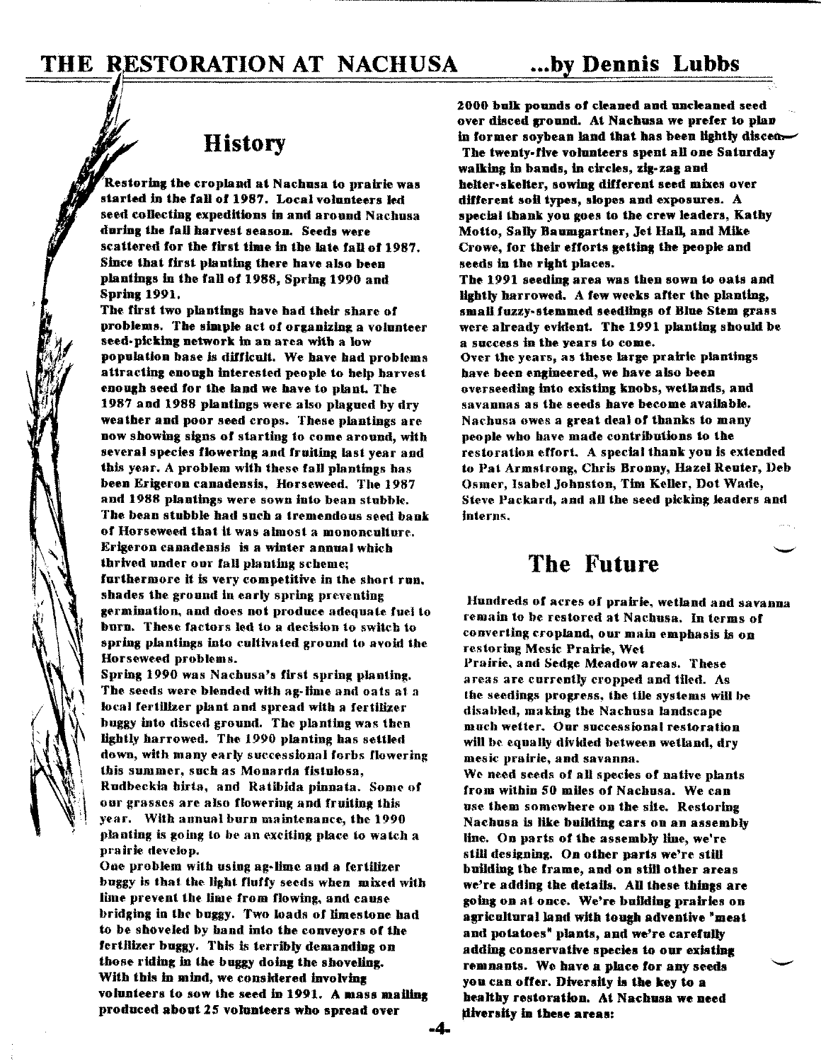# THE RESTORATION AT NACHUSA ...by Dennis Lubbs

## History

Restoring the cropland at Nachusa to prairie was started in the fall of 1987. Local volunteers led seed collecting expeditions in and around Nachusa during the fall harvest season. Seeds were scattered for the first time in the late fall of 1987. Since that first planting there have also been plantings in the fall of 1988, Spring 1990 and Spring 1991.

The first two plantings have had their share of problems. The simple act of organizing a volunteer seed-picking network in an area with a low population base is difficult. We have had problems attracting enough interested people to help harvest enough seed for the land we have to plant. The 1987 and 1988 plantings were also plagued by dry weather and poor seed crops. These plantings are now showing signs of starting to come around, with several species flowering and fruiting last year and this year. A problem with these fall plantings has been Erigeron canadensis, Horseweed. The 1987 and 1988 plantings were sown into bean stubble. The bean stubble had such a tremendous seed bank of Horseweed that it was almost a mononculture. Erigeron canadensis is a winter annual which thrived under our fall planting scheme; furthermore it is very competitive in the short run, shades the ground in early spring preventing germination, and does not produce adequate fuel to burn. These factors led to a decision to switch to spring plantings into cultivated ground to avoid the Horseweed problems.

Spring 1990 was Nachusa's first spring planting. The seeds were blended with ag-lime and oats at a local fertilizer plant and spread with a fertilizer buggy into disced ground. The planting was then lightly harrowed. The 1990 planting has settled down, with many early successional forbs flowering this summer, such as Monarda fistulosa, Rudbeckia hirta, and Ratibida pinnata. Some of our grasses are also flowering and fruiting this year. With annual burn maintenance, the 1990 planting is going to be an exciting place to watch a prairie develop.

One problem with using ag-lime and a fertilizer buggy is that the light fluffy seeds when mixed with lime prevent the lime from flowing, and cause bridging in the buggy. Two loads of limestone had to be shoveled by hand into the conveyors of the fertilizer buggy. This is terribly demanding on those riding in the buggy doing the shoveling. With this in mind, we considered involving volunteers to sow the seed in 1991. A mass mailing produced about 25 volunteers who spread over 2000 bulk pounds of cleaned and uncleaned seed over disced ground. At Nachusa we prefer to plan in former soybean land that has been lightly disced. The twenty-five volunteers spent all one Saturday walking in bands, in circles, zig-zag and helter-skelter, sowing different seed mixes over different soil types, slopes and exposures. A special thank you goes to the crew leaders, Kathy Motto, Sally Baumgartner, Jet Hall, and Mike Crowe, for their efforts getting the people and seeds in the right places.

The 1991 seeding area was then sown to oats and lightly harrowed. A few weeks after the planting, small fuzzy-stemmed seedlings of Blue Stem grass were already evident. The 1991 planting should be a success in the years to come.

Over the years, as these large prairie plantings have been engineered, we have also been overseeding into existing knobs, wetlands, and savannas as the seeds have become available. Nachusa owes a great deal of thanks to many people who have made contributions to the restoration effort. A special thank you is extended to Pat Armstrong, Chris Bronny, Hazel Reuter, Deb Osmer, Isabel Johnston, Tim Keller, Dot Wade, Steve Packard, and all the seed picking leaders and interns.

## The Future

Hundreds of acres of prairie, wetland and savanna remain to be restored at Nachusa. In terms of converting cropland, our main emphasis is on restoring Mesic Prairie, Wet Prairie, and Sedge Meadow areas. These areas are currently cropped and tiled. As the seedings progress, the tile systems will be disabled, making the Nachusa landscape much wetter. Our successional restoration will be equally divided between wetland, dry mesic prairie, and savanna.

We need seeds of all species of native plants from within 50 miles of Nachusa. We can use them somewhere on the site. Restoring Nachusa is like building cars on an assembly line. On parts of the assembly line, we're still designing. On other parts we're still building the frame, and on still other areas we're adding the details. All these things are going on at once. We're building prairies on agricultural land with tough adventive "meat and potatoes" plants, and we're carefully adding conservative species to our existing remnants. We have a place for any seeds you can offer. Diversity is the key to a healthy restoration. At Nachusa we need diversity in these areas: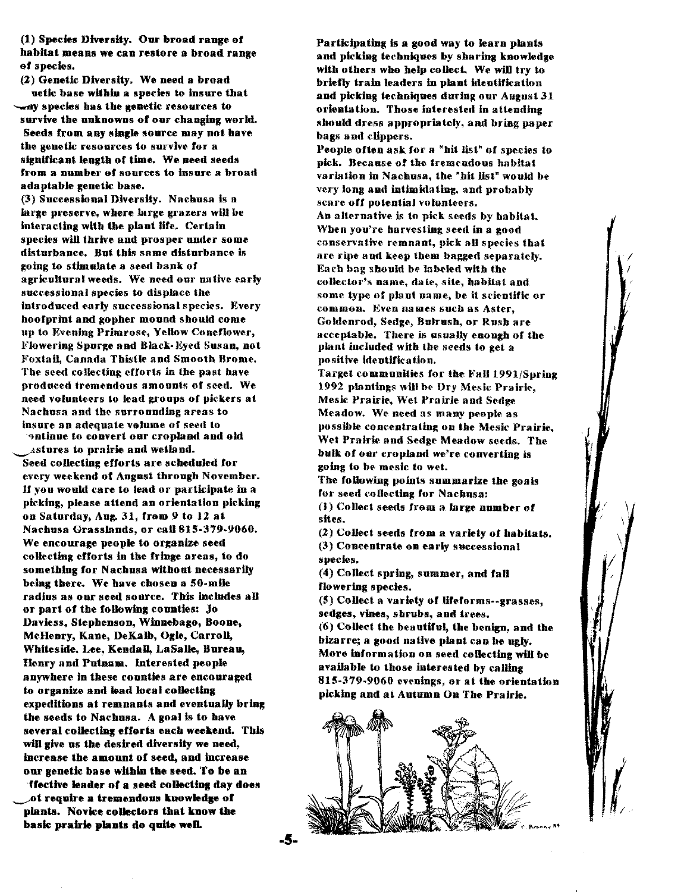**(1) Species Diversity. Our broad range of habitat means we can restore a broad range of species.**

**(2) Genetic Diversity. We need a broad netic base within a species to insure that any species has the genetic resources to survive the unknowns of our changing world. Seeds from any single source may not have the genetic resources to survive for a significant length of time. We need seeds from a number of sources to insure a broad adaptable genetic base.**

**(3) Successional Diversity. Nachusa is a large preserve, where large grazers will be interacting with the plant life. Certain species will thrive and prosper under some disturbance. But this same disturbance is going to stimulate a seed bank of agricultural weeds. We need our native early successional species to displace the introduced early successional species. Every hoofprint and gopher mound should come up to Evening Primrose, Yellow Coneflower, Flowering Spurge and Black-Eyed Susan, not Foxtail, Canada Thistle and Smooth Brome.**

**The seed collecting efforts in the past have produced tremendous amounts of seed. We need volunteers to lead groups of pickers at Nachusa and the surrounding areas to insure an adequate volume of seed to continue to convert our cropland and old pastures to prairie and wetland.**

**Seed collecting efforts are scheduled for every weekend of August through November. If you would care to lead or participate in a picking, please attend an orientation picking on Saturday, Aug. 31, from 9 to 12 at Nachusa Grasslands, or call 815-379-9060. We encourage people to organize seed collecting efforts in the fringe areas, to do something for Nachusa without necessarily being there. We have chosen a 50-mile radius as our seed source. This includes all or part of the following counties: Jo Daviess, Stephenson, Winnebago, Boone, McHenry, Kane, DeKalb, Ogle, Carroll, Whiteside, Lee, Kendall, LaSalle, Bureau, Henry and Putnam. Interested people anywhere in these counties are encouraged to organize and lead local collecting expeditions at remnants and eventually bring the seeds to Nachusa. A goal is to have several collecting efforts each weekend. This will give us the desired diversity we need, increase the amount of seed, and increase our genetic base within the seed. To be an effective leader of a seed collecting day does not require a tremendous knowledge of plants. Novice collectors that know the basic prairie plants do quite well.**

**Participating is a good way to learn plants and picking techniques by sharing knowledge with others who help collect. We will try to briefly train leaders in plant identification and picking techniques during our August 31 orientation. Those interested in attending should dress appropriately, and bring paper bags and clippers.**

**People often ask for a "hit list" of species to pick. Because of the tremendous habitat variation in Nachusa, the "hit list" would be very long and intimidating, and probably scare off potential volunteers.**

**An alternative is to pick seeds by habitat. When you're harvesting seed in a good conservative remnant, pick all species that are ripe and keep them bagged separately. Each bag should be labeled with the collector's name, date, site, habitat and some type of plant name, be it scientific or common. Even names such as Aster, Goldenrod, Sedge, Bulrush, or Rush are acceptable. There is usually enough of the plant included with the seeds to get a positive identification.**

**Target communities for the Fall 1991/Spring 1992 plantings will be Dry Mesic Prairie, Mesic Prairie, Wet Prairie and Sedge Meadow. We need as many people as possible concentrating on the Mesic Prairie, Wet Prairie and Sedge Meadow seeds. The bulk of our cropland we're converting is going to be mesic to wet.**

**The following points summarize the goals for seed collecting for Nachusa:**

**(1) Collect seeds from a large number of sites.**

**(2) Collect seeds from a variety of habitats.**

**(3) Concentrate on early successional species.**

**(4) Collect spring, summer, and fall flowering species.**

**(5) Collect a variety of lifeforms--grasses, sedges, vines, shrubs, and trees.**

**(6) Collect the beautiful, the benign, and the bizarre; a good native plant can be ugly.**

**More information on seed collecting will be available to those interested by calling 815-379-9060 evenings, or at the orientation picking and at Autumn On The Prairie.**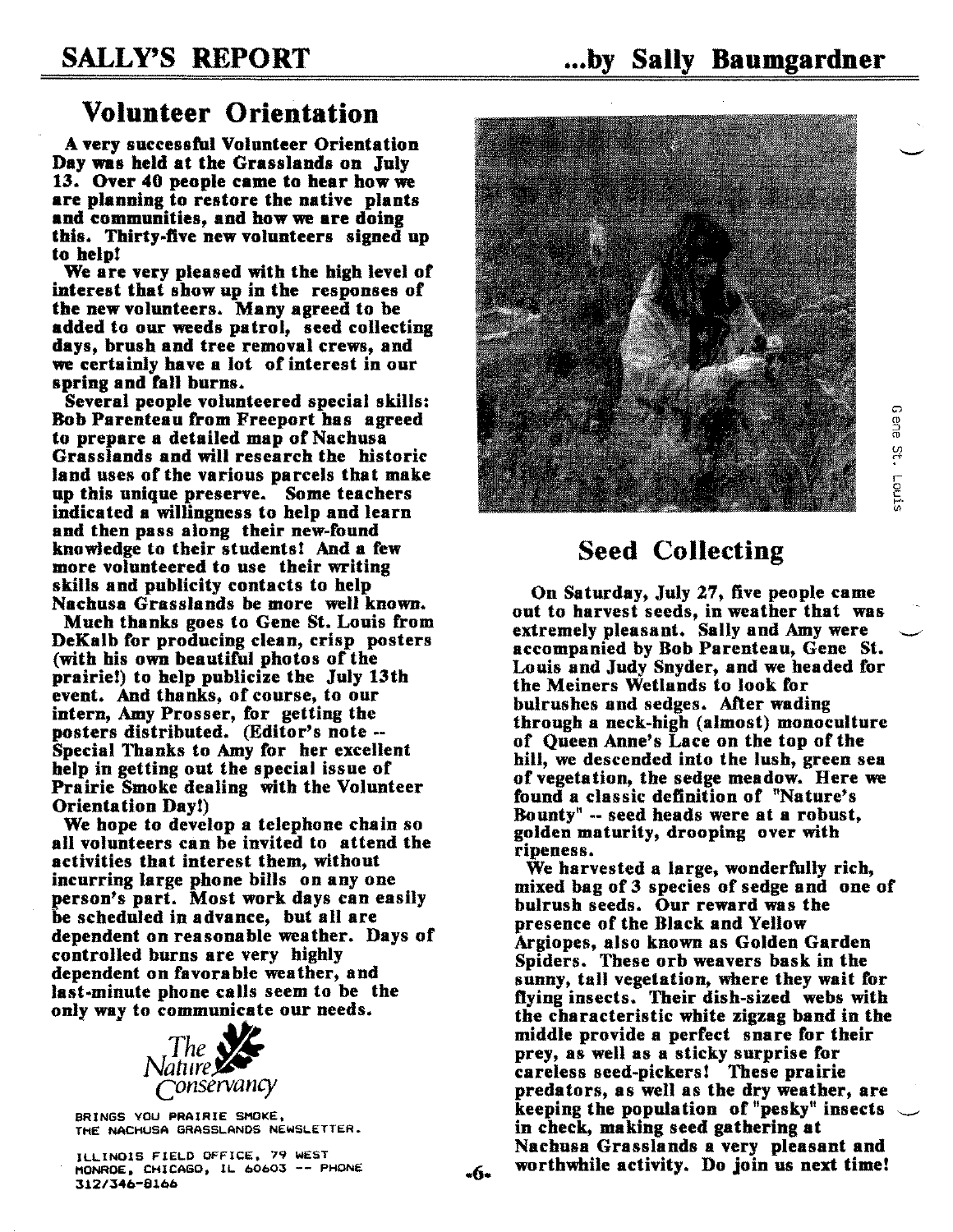## SALLY'S REPORT ...by Sally Baumgardner

### Volunteer Orientation

**A very successful Volunteer Orientation Day was held at the Grasslands on July 13. Over 40 people came to hear how we are planning to restore the native plants and communities, and how we are doing this. Thirty-five new volunteers signed up to help!**

**We are very pleased with the high level of interest that show up in the responses of the new volunteers. Many agreed to be added to our weeds patrol, seed collecting days, brush and tree removal crews, and we certainly have a lot of interest in our spring and fall burns.**

**Several people volunteered special skills: Bob Parenteau from Freeport has agreed to prepare a detailed map of Nachusa Grasslands and will research the historic land uses of the various parcels that make up this unique preserve. Some teachers indicated a willingness to help and learn and then pass along their new-found knowledge to their students! And a few more volunteered to use their writing skills and publicity contacts to help Nachusa Grasslands be more well known.**

**Much thanks goes to Gene St. Louis from DeKalb for producing clean, crisp posters (with his own beautiful photos of the prairie!) to help publicize the July 13th event. And thanks, of course, to our intern, Amy Prosser, for getting the posters distributed. (Editor's note -- Special Thanks to Amy for her excellent help in getting out the special issue of Prairie Smoke dealing with the Volunteer Orientation Day!)**

**We hope to develop a telephone chain so all volunteers can be invited to attend the activities that interest them, without incurring large phone bills on any one person's part. Most work days can easily be scheduled in advance, but all are dependent on reasonable weather. Days of controlled burns are very highly dependent on favorable weather, and last-minute phone calls seem to be the only way to communicate our needs.**

The Nature Conservancy

BRINGS YOU PRAIRIE SMOKE, THE NACHUSA GRASSLANDS NEWSLETTER.

ILLINOIS FIELD OFFICE, 79 WEST MONROE, CHICAGO, IL 60603 -- PHONE 312/346-8166

Gene St. Louis

### Seed Collecting

**On Saturday, July 27, five people came out to harvest seeds, in weather that was extremely pleasant. Sally and Amy were accompanied by Bob Parenteau, Gene St. Louis and Judy Snyder, and we headed for the Meiners Wetlands to look for bulrushes and sedges. After wading through a neck-high (almost) monoculture of Queen Anne's Lace on the top of the hill, we descended into the lush, green sea of vegetation, the sedge meadow. Here we found a classic definition of "Nature's Bounty" -- seed heads were at a robust, golden maturity, drooping over with ripeness.**

**We harvested a large, wonderfully rich, mixed bag of 3 species of sedge and one of bulrush seeds. Our reward was the presence of the Black and Yellow Argiopes, also known as Golden Garden Spiders. These orb weavers bask in the sunny, tall vegetation, where they wait for flying insects. Their dish-sized webs with the characteristic white zigzag band in the middle provide a perfect snare for their prey, as well as a sticky surprise for careless seed-pickers! These prairie predators, as well as the dry weather, are keeping the population of "pesky" insects in check, making seed gathering at Nachusa Grasslands a very pleasant and worthwhile activity. Do join us next time!**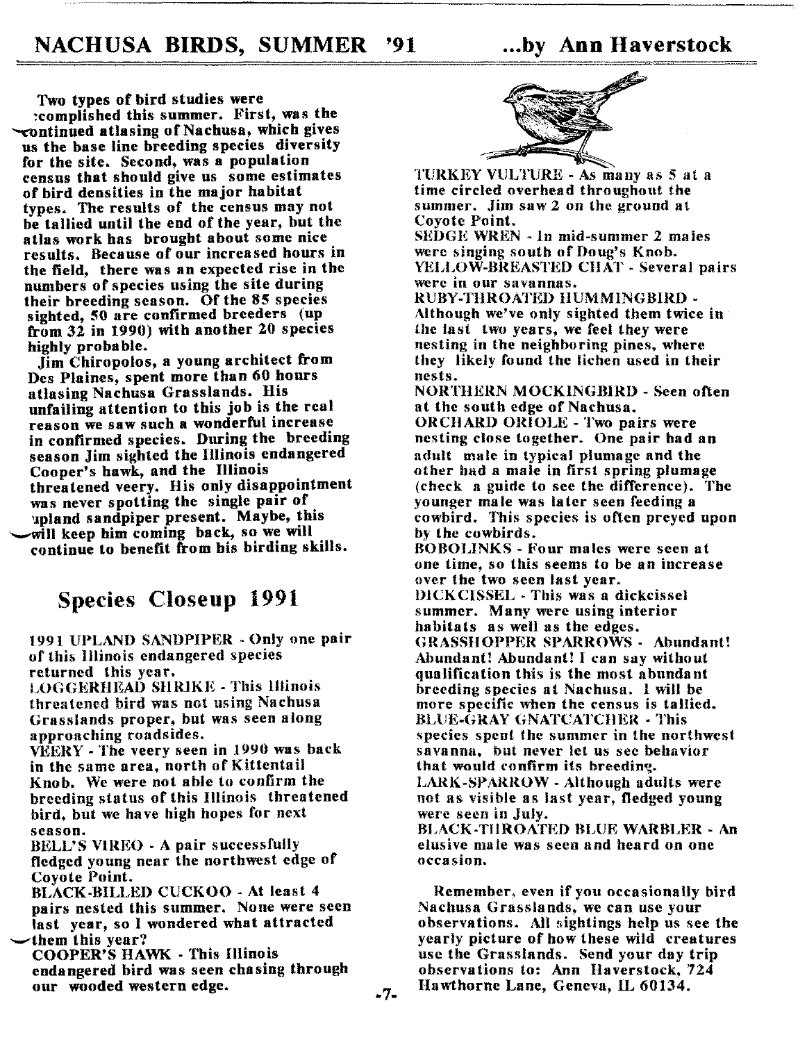# NACHUSA BIRDS, SUMMER '91 ...by Ann Haverstock

Two types of bird studies were accomplished this summer. First, was the continued atlasing of Nachusa, which gives us the base line breeding species diversity for the site. Second, was a population census that should give us some estimates of bird densities in the major habitat types. The results of the census may not be tallied until the end of the year, but the atlas work has brought about some nice results. Because of our increased hours in the field, there was an expected rise in the numbers of species using the site during their breeding season. Of the 85 species sighted, 50 are confirmed breeders (up from 32 in 1990) with another 20 species highly probable.

Jim Chiropolos, a young architect from Des Plaines, spent more than 60 hours atlasing Nachusa Grasslands. His unfailing attention to this job is the real reason we saw such a wonderful increase in confirmed species. During the breeding season Jim sighted the Illinois endangered Cooper's hawk, and the Illinois threatened veery. His only disappointment was never spotting the single pair of upland sandpiper present. Maybe, this will keep him coming back, so we will continue to benefit from his birding skills.

## Species Closeup 1991

1991 UPLAND SANDPIPER - Only one pair of this Illinois endangered species returned this year.

LOGGERHEAD SHRIKE - This Illinois threatened bird was not using Nachusa Grasslands proper, but was seen along approaching roadsides.

VEERY - The veery seen in 1990 was back in the same area, north of Kittentail Knob. We were not able to confirm the breeding status of this Illinois threatened bird, but we have high hopes for next season.

BELL'S VIREO - A pair successfully fledged young near the northwest edge of Coyote Point.

BLACK-BILLED CUCKOO - At least 4 pairs nested this summer. None were seen last year, so I wondered what attracted them this year?

COOPER'S HAWK - This Illinois endangered bird was seen chasing through our wooded western edge.

TURKEY VULTURE - As many as 5 at a time circled overhead throughout the summer. Jim saw 2 on the ground at Coyote Point.

SEDGE WREN - In mid-summer 2 males were singing south of Doug's Knob.

YELLOW-BREASTED CHAT - Several pairs were in our savannas.

RUBY-THROATED HUMMINGBIRD - Although we've only sighted them twice in the last two years, we feel they were nesting in the neighboring pines, where they likely found the lichen used in their nests.

NORTHERN MOCKINGBIRD - Seen often at the south edge of Nachusa.

ORCHARD ORIOLE - Two pairs were nesting close together. One pair had an adult male in typical plumage and the other had a male in first spring plumage (check a guide to see the difference). The younger male was later seen feeding a cowbird. This species is often preyed upon by the cowbirds.

BOBOLINKS - Four males were seen at one time, so this seems to be an increase over the two seen last year.

DICKCISSEL - This was a dickcissel summer. Many were using interior habitats as well as the edges.

GRASSHOPPER SPARROWS - Abundant! Abundant! Abundant! I can say without qualification this is the most abundant breeding species at Nachusa. I will be more specific when the census is tallied.

BLUE-GRAY GNATCATCHER - This species spent the summer in the northwest savanna, but never let us see behavior that would confirm its breeding.

LARK-SPARROW - Although adults were not as visible as last year, fledged young were seen in July.

BLACK-THROATED BLUE WARBLER - An elusive male was seen and heard on one occasion.

Remember, even if you occasionally bird Nachusa Grasslands, we can use your observations. All sightings help us see the yearly picture of how these wild creatures use the Grasslands. Send your day trip observations to: Ann Haverstock, 724 Hawthorne Lane, Geneva, IL 60134.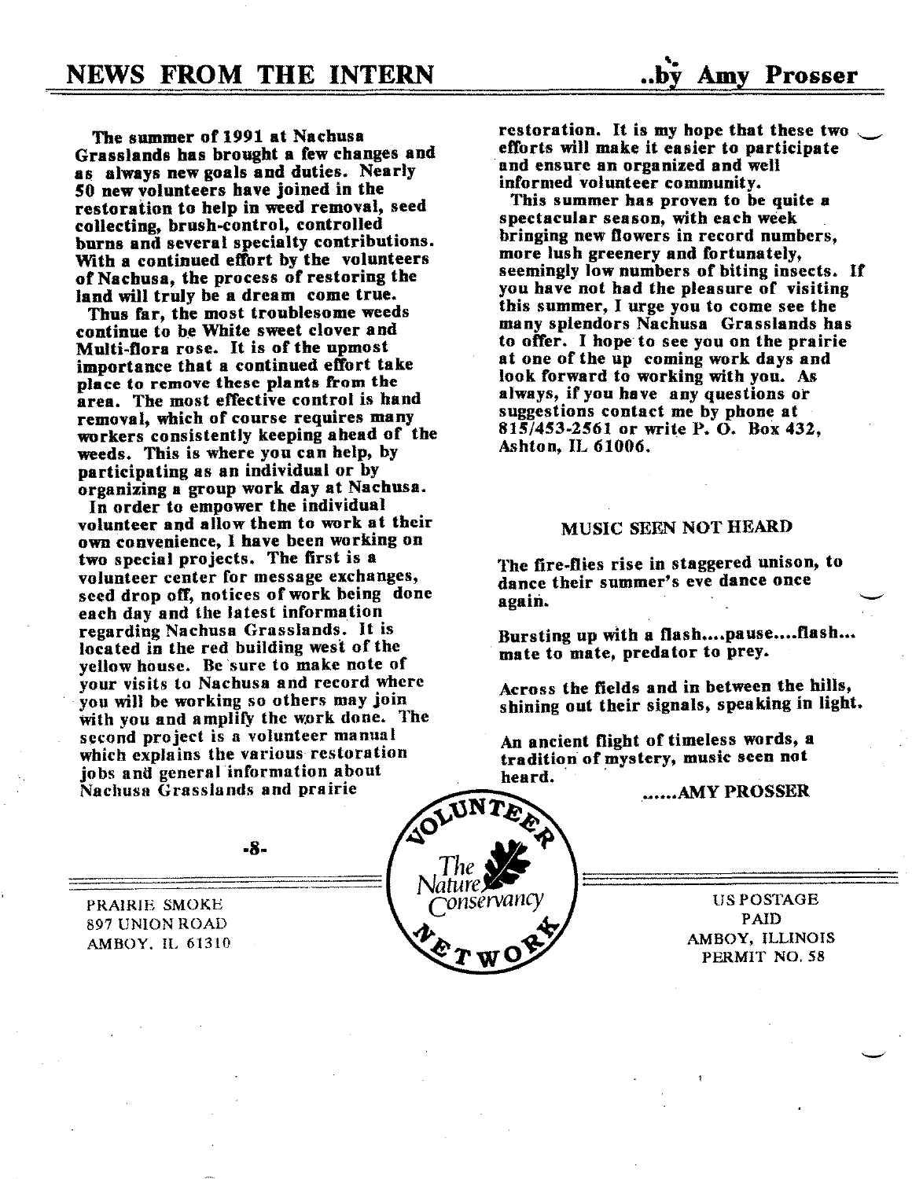## NEWS FROM THE INTERN ..by Amy Prosser

The summer of 1991 at Nachusa Grasslands has brought a few changes and as always new goals and duties. Nearly 50 new volunteers have joined in the restoration to help in weed removal, seed collecting, brush-control, controlled burns and several specialty contributions. With a continued effort by the volunteers of Nachusa, the process of restoring the land will truly be a dream come true.

Thus far, the most troublesome weeds continue to be White sweet clover and Multi-flora rose. It is of the upmost importance that a continued effort take place to remove these plants from the area. The most effective control is hand removal, which of course requires many workers consistently keeping ahead of the weeds. This is where you can help, by participating as an individual or by organizing a group work day at Nachusa.

In order to empower the individual volunteer and allow them to work at their own convenience, I have been working on two special projects. The first is a volunteer center for message exchanges, seed drop off, notices of work being done each day and the latest information regarding Nachusa Grasslands. It is located in the red building west of the yellow house. Be sure to make note of your visits to Nachusa and record where you will be working so others may join with you and amplify the work done. The second project is a volunteer manual which explains the various restoration jobs and general information about Nachusa Grasslands and prairie restoration. It is my hope that these two efforts will make it easier to participate and ensure an organized and well informed volunteer community.

This summer has proven to be quite a spectacular season, with each week bringing new flowers in record numbers, more lush greenery and fortunately, seemingly low numbers of biting insects. If you have not had the pleasure of visiting this summer, I urge you to come see the many splendors Nachusa Grasslands has to offer. I hope to see you on the prairie at one of the up coming work days and look forward to working with you. As always, if you have any questions or suggestions contact me by phone at 815/453-2561 or write P. O. Box 432, Ashton, IL 61006.

### MUSIC SEEN NOT HEARD

The fire-flies rise in staggered unison, to dance their summer's eve dance once again.

Bursting up with a flash....pause....flash... mate to mate, predator to prey.

Across the fields and in between the hills, shining out their signals, speaking in light.

An ancient flight of timeless words, a tradition of mystery, music seen not heard.

......AMY PROSSER

PRAIRIE SMOKE
897 UNION ROAD
AMBOY, IL 61310

VOLUNTEER NETWORK
The Nature Conservancy

US POSTAGE
PAID
AMBOY, ILLINOIS
PERMIT NO. 58